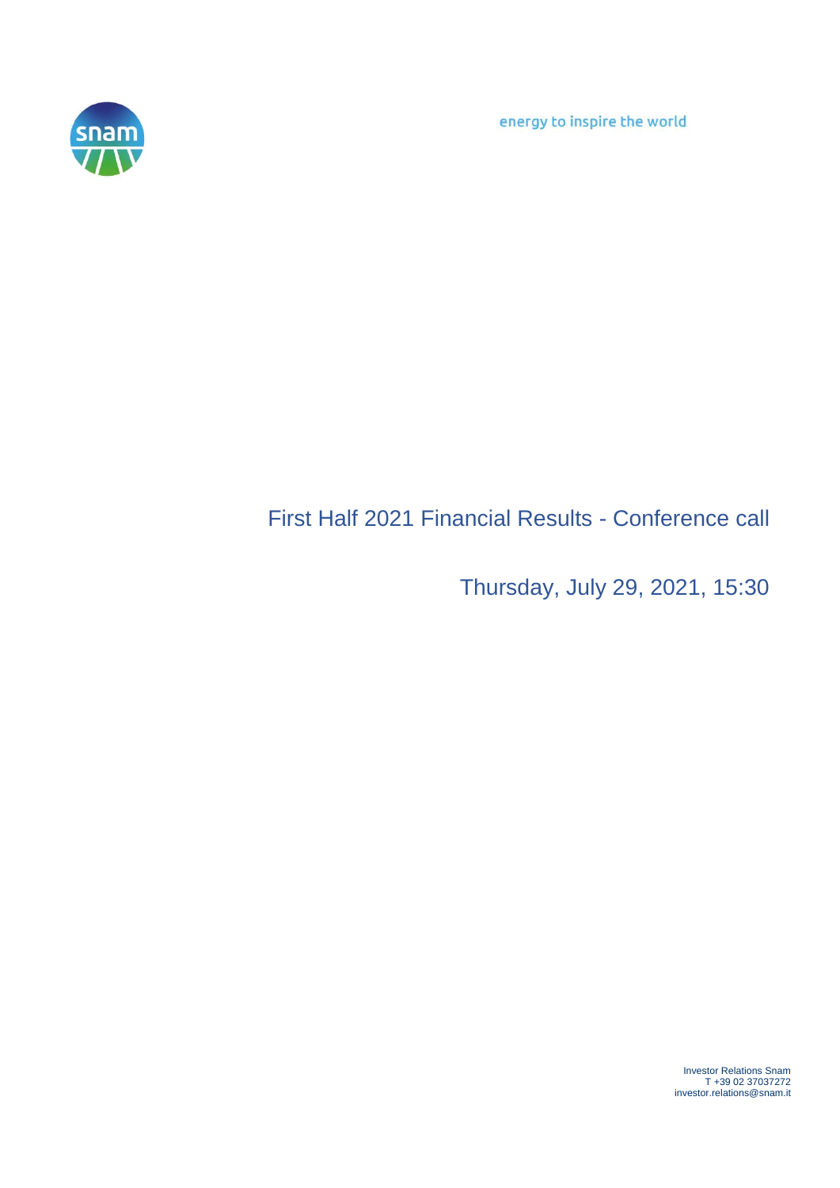energy to inspire the world

# First Half 2021 Financial Results - Conference call

Thursday, July 29, 2021, 15:30

Investor Relations Snam
T +39 02 37037272
investor.relations@snam.it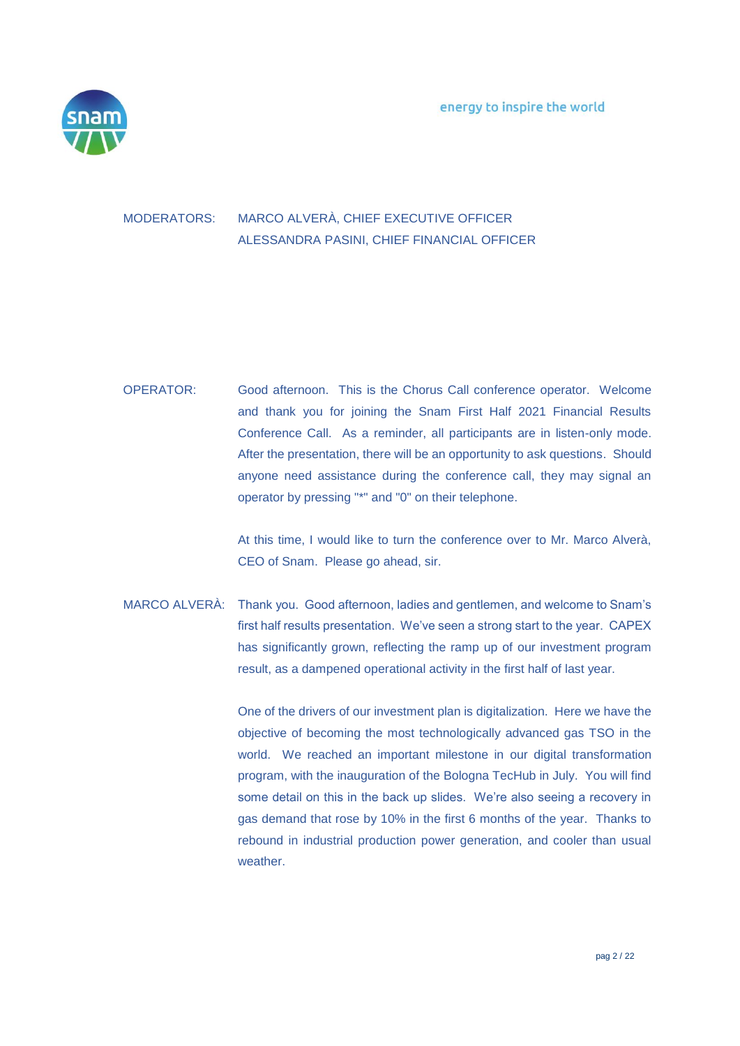MODERATORS: MARCO ALVERÀ, CHIEF EXECUTIVE OFFICER
ALESSANDRA PASINI, CHIEF FINANCIAL OFFICER

OPERATOR: Good afternoon. This is the Chorus Call conference operator. Welcome and thank you for joining the Snam First Half 2021 Financial Results Conference Call. As a reminder, all participants are in listen-only mode. After the presentation, there will be an opportunity to ask questions. Should anyone need assistance during the conference call, they may signal an operator by pressing "*" and "0" on their telephone.

At this time, I would like to turn the conference over to Mr. Marco Alverà, CEO of Snam. Please go ahead, sir.

MARCO ALVERÀ: Thank you. Good afternoon, ladies and gentlemen, and welcome to Snam's first half results presentation. We've seen a strong start to the year. CAPEX has significantly grown, reflecting the ramp up of our investment program result, as a dampened operational activity in the first half of last year.

One of the drivers of our investment plan is digitalization. Here we have the objective of becoming the most technologically advanced gas TSO in the world. We reached an important milestone in our digital transformation program, with the inauguration of the Bologna TecHub in July. You will find some detail on this in the back up slides. We're also seeing a recovery in gas demand that rose by 10% in the first 6 months of the year. Thanks to rebound in industrial production power generation, and cooler than usual weather.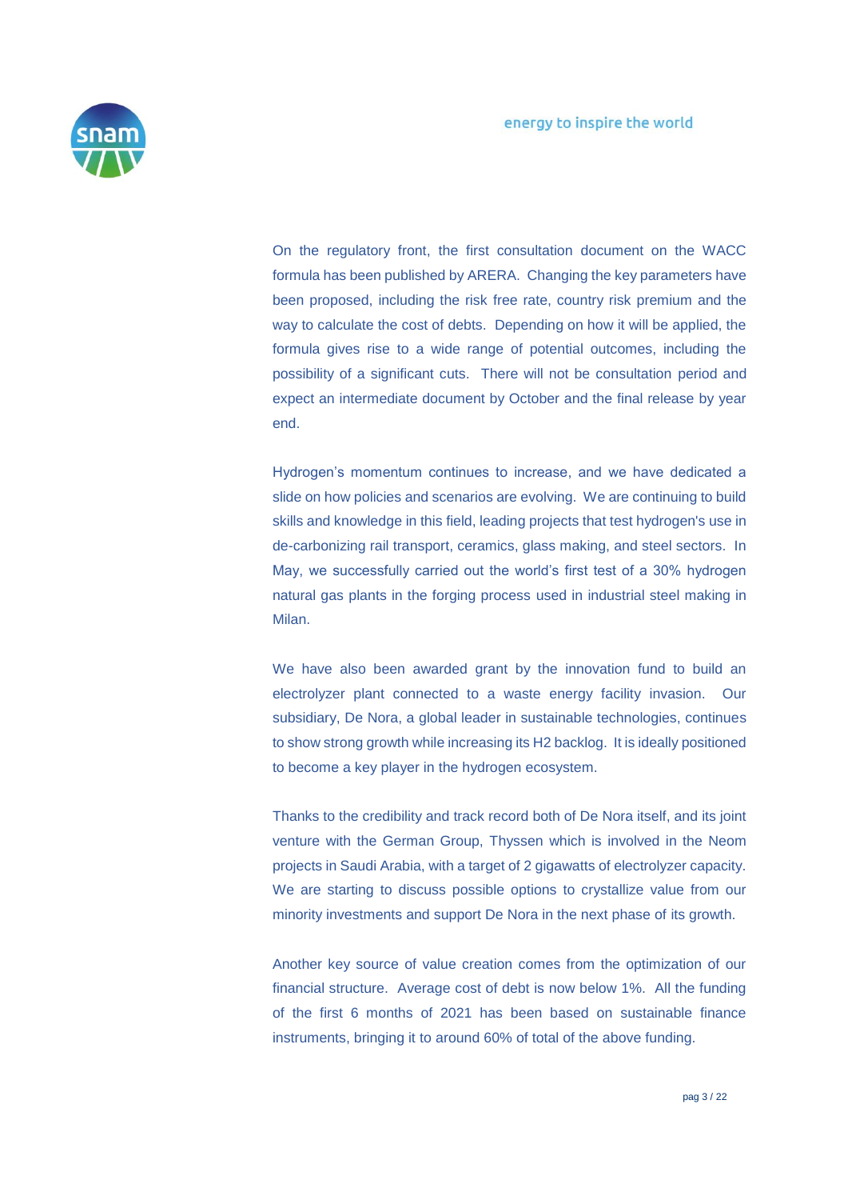On the regulatory front, the first consultation document on the WACC formula has been published by ARERA. Changing the key parameters have been proposed, including the risk free rate, country risk premium and the way to calculate the cost of debts. Depending on how it will be applied, the formula gives rise to a wide range of potential outcomes, including the possibility of a significant cuts. There will not be consultation period and expect an intermediate document by October and the final release by year end.

Hydrogen's momentum continues to increase, and we have dedicated a slide on how policies and scenarios are evolving. We are continuing to build skills and knowledge in this field, leading projects that test hydrogen's use in de-carbonizing rail transport, ceramics, glass making, and steel sectors. In May, we successfully carried out the world's first test of a 30% hydrogen natural gas plants in the forging process used in industrial steel making in Milan.

We have also been awarded grant by the innovation fund to build an electrolyzer plant connected to a waste energy facility invasion. Our subsidiary, De Nora, a global leader in sustainable technologies, continues to show strong growth while increasing its H2 backlog. It is ideally positioned to become a key player in the hydrogen ecosystem.

Thanks to the credibility and track record both of De Nora itself, and its joint venture with the German Group, Thyssen which is involved in the Neom projects in Saudi Arabia, with a target of 2 gigawatts of electrolyzer capacity. We are starting to discuss possible options to crystallize value from our minority investments and support De Nora in the next phase of its growth.

Another key source of value creation comes from the optimization of our financial structure. Average cost of debt is now below 1%. All the funding of the first 6 months of 2021 has been based on sustainable finance instruments, bringing it to around 60% of total of the above funding.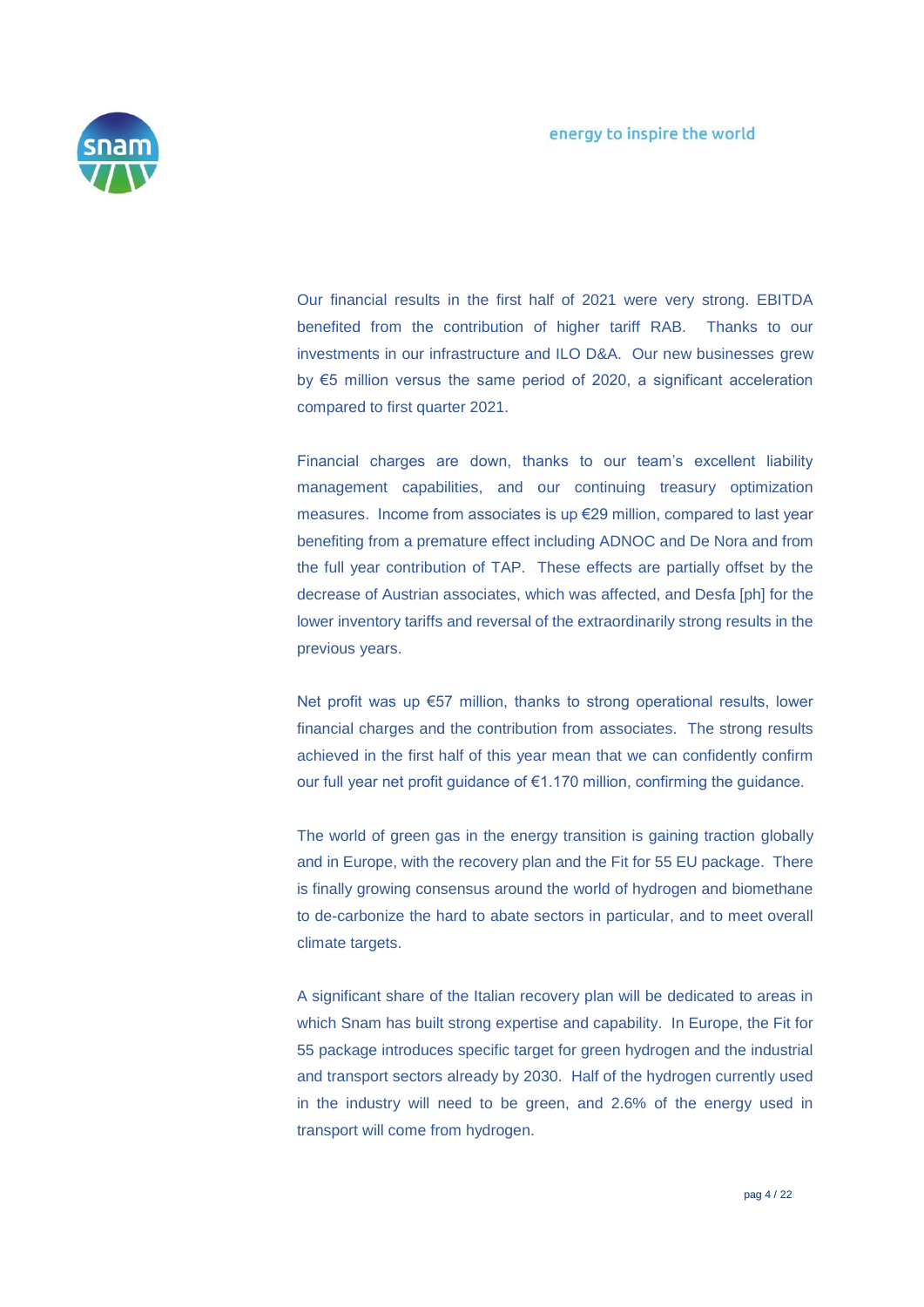Our financial results in the first half of 2021 were very strong. EBITDA benefited from the contribution of higher tariff RAB. Thanks to our investments in our infrastructure and ILO D&A. Our new businesses grew by €5 million versus the same period of 2020, a significant acceleration compared to first quarter 2021.

Financial charges are down, thanks to our team's excellent liability management capabilities, and our continuing treasury optimization measures. Income from associates is up €29 million, compared to last year benefiting from a premature effect including ADNOC and De Nora and from the full year contribution of TAP. These effects are partially offset by the decrease of Austrian associates, which was affected, and Desfa [ph] for the lower inventory tariffs and reversal of the extraordinarily strong results in the previous years.

Net profit was up €57 million, thanks to strong operational results, lower financial charges and the contribution from associates. The strong results achieved in the first half of this year mean that we can confidently confirm our full year net profit guidance of €1.170 million, confirming the guidance.

The world of green gas in the energy transition is gaining traction globally and in Europe, with the recovery plan and the Fit for 55 EU package. There is finally growing consensus around the world of hydrogen and biomethane to de-carbonize the hard to abate sectors in particular, and to meet overall climate targets.

A significant share of the Italian recovery plan will be dedicated to areas in which Snam has built strong expertise and capability. In Europe, the Fit for 55 package introduces specific target for green hydrogen and the industrial and transport sectors already by 2030. Half of the hydrogen currently used in the industry will need to be green, and 2.6% of the energy used in transport will come from hydrogen.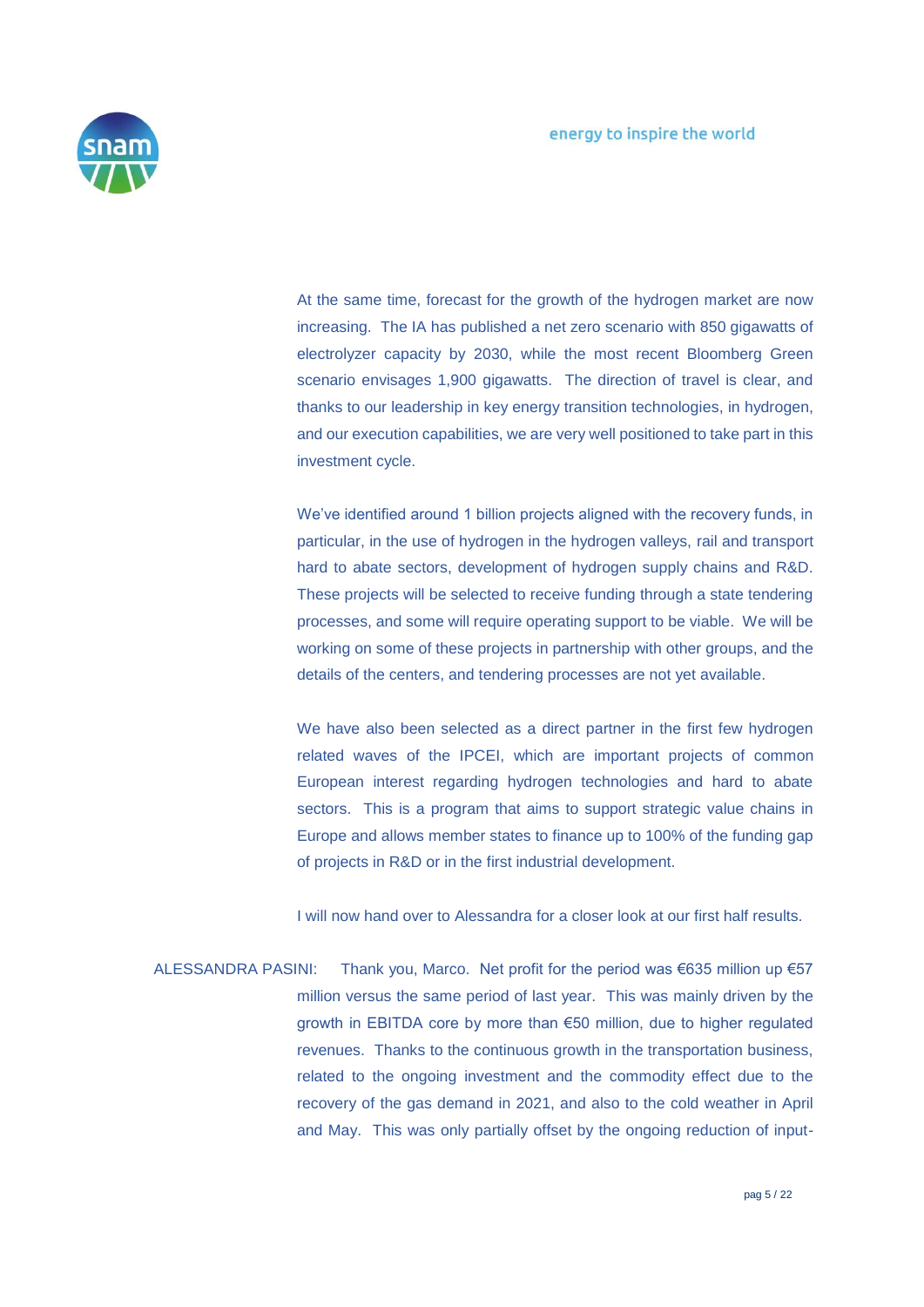At the same time, forecast for the growth of the hydrogen market are now increasing. The IA has published a net zero scenario with 850 gigawatts of electrolyzer capacity by 2030, while the most recent Bloomberg Green scenario envisages 1,900 gigawatts. The direction of travel is clear, and thanks to our leadership in key energy transition technologies, in hydrogen, and our execution capabilities, we are very well positioned to take part in this investment cycle.

We've identified around 1 billion projects aligned with the recovery funds, in particular, in the use of hydrogen in the hydrogen valleys, rail and transport hard to abate sectors, development of hydrogen supply chains and R&D. These projects will be selected to receive funding through a state tendering processes, and some will require operating support to be viable. We will be working on some of these projects in partnership with other groups, and the details of the centers, and tendering processes are not yet available.

We have also been selected as a direct partner in the first few hydrogen related waves of the IPCEI, which are important projects of common European interest regarding hydrogen technologies and hard to abate sectors. This is a program that aims to support strategic value chains in Europe and allows member states to finance up to 100% of the funding gap of projects in R&D or in the first industrial development.

I will now hand over to Alessandra for a closer look at our first half results.

ALESSANDRA PASINI: Thank you, Marco. Net profit for the period was €635 million up €57 million versus the same period of last year. This was mainly driven by the growth in EBITDA core by more than €50 million, due to higher regulated revenues. Thanks to the continuous growth in the transportation business, related to the ongoing investment and the commodity effect due to the recovery of the gas demand in 2021, and also to the cold weather in April and May. This was only partially offset by the ongoing reduction of input-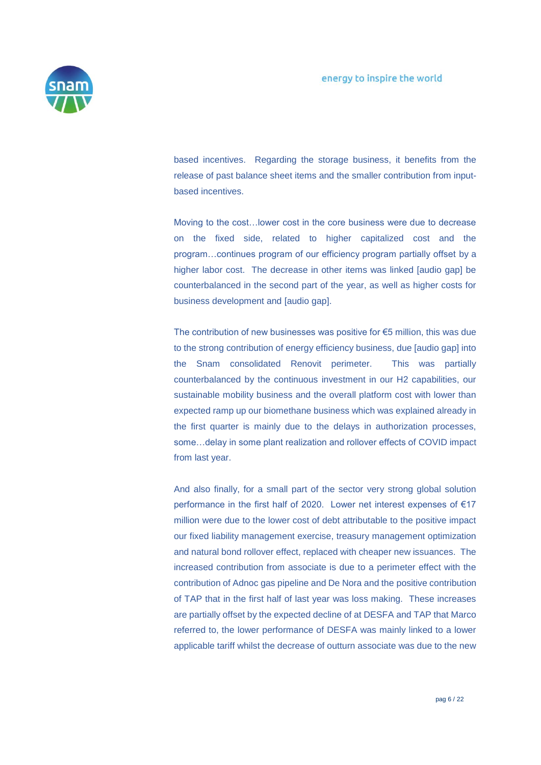based incentives. Regarding the storage business, it benefits from the release of past balance sheet items and the smaller contribution from input-based incentives.

Moving to the cost…lower cost in the core business were due to decrease on the fixed side, related to higher capitalized cost and the program…continues program of our efficiency program partially offset by a higher labor cost. The decrease in other items was linked [audio gap] be counterbalanced in the second part of the year, as well as higher costs for business development and [audio gap].

The contribution of new businesses was positive for €5 million, this was due to the strong contribution of energy efficiency business, due [audio gap] into the Snam consolidated Renovit perimeter. This was partially counterbalanced by the continuous investment in our H2 capabilities, our sustainable mobility business and the overall platform cost with lower than expected ramp up our biomethane business which was explained already in the first quarter is mainly due to the delays in authorization processes, some…delay in some plant realization and rollover effects of COVID impact from last year.

And also finally, for a small part of the sector very strong global solution performance in the first half of 2020. Lower net interest expenses of €17 million were due to the lower cost of debt attributable to the positive impact our fixed liability management exercise, treasury management optimization and natural bond rollover effect, replaced with cheaper new issuances. The increased contribution from associate is due to a perimeter effect with the contribution of Adnoc gas pipeline and De Nora and the positive contribution of TAP that in the first half of last year was loss making. These increases are partially offset by the expected decline of at DESFA and TAP that Marco referred to, the lower performance of DESFA was mainly linked to a lower applicable tariff whilst the decrease of outturn associate was due to the new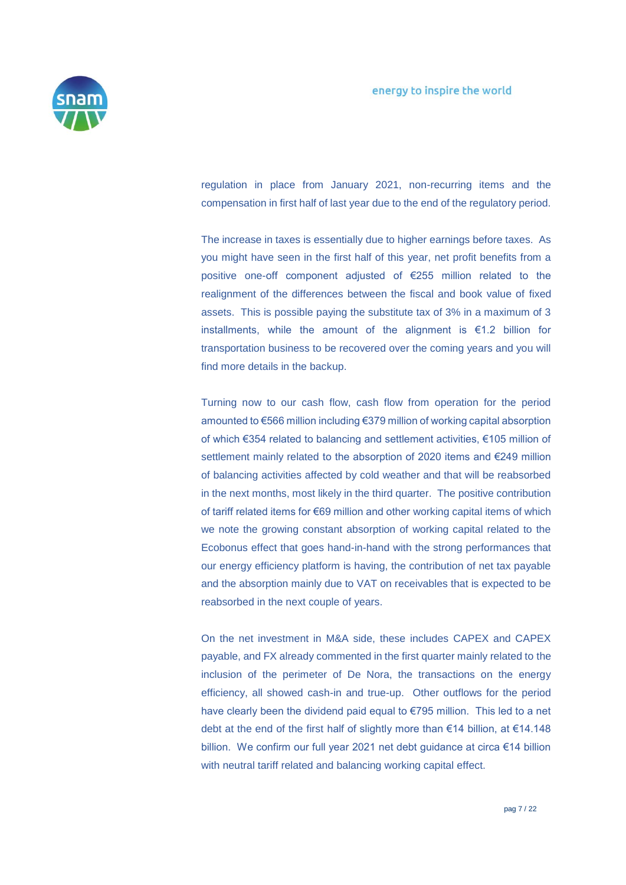regulation in place from January 2021, non-recurring items and the compensation in first half of last year due to the end of the regulatory period.

The increase in taxes is essentially due to higher earnings before taxes. As you might have seen in the first half of this year, net profit benefits from a positive one-off component adjusted of €255 million related to the realignment of the differences between the fiscal and book value of fixed assets. This is possible paying the substitute tax of 3% in a maximum of 3 installments, while the amount of the alignment is €1.2 billion for transportation business to be recovered over the coming years and you will find more details in the backup.

Turning now to our cash flow, cash flow from operation for the period amounted to €566 million including €379 million of working capital absorption of which €354 related to balancing and settlement activities, €105 million of settlement mainly related to the absorption of 2020 items and €249 million of balancing activities affected by cold weather and that will be reabsorbed in the next months, most likely in the third quarter. The positive contribution of tariff related items for €69 million and other working capital items of which we note the growing constant absorption of working capital related to the Ecobonus effect that goes hand-in-hand with the strong performances that our energy efficiency platform is having, the contribution of net tax payable and the absorption mainly due to VAT on receivables that is expected to be reabsorbed in the next couple of years.

On the net investment in M&A side, these includes CAPEX and CAPEX payable, and FX already commented in the first quarter mainly related to the inclusion of the perimeter of De Nora, the transactions on the energy efficiency, all showed cash-in and true-up. Other outflows for the period have clearly been the dividend paid equal to €795 million. This led to a net debt at the end of the first half of slightly more than €14 billion, at €14.148 billion. We confirm our full year 2021 net debt guidance at circa €14 billion with neutral tariff related and balancing working capital effect.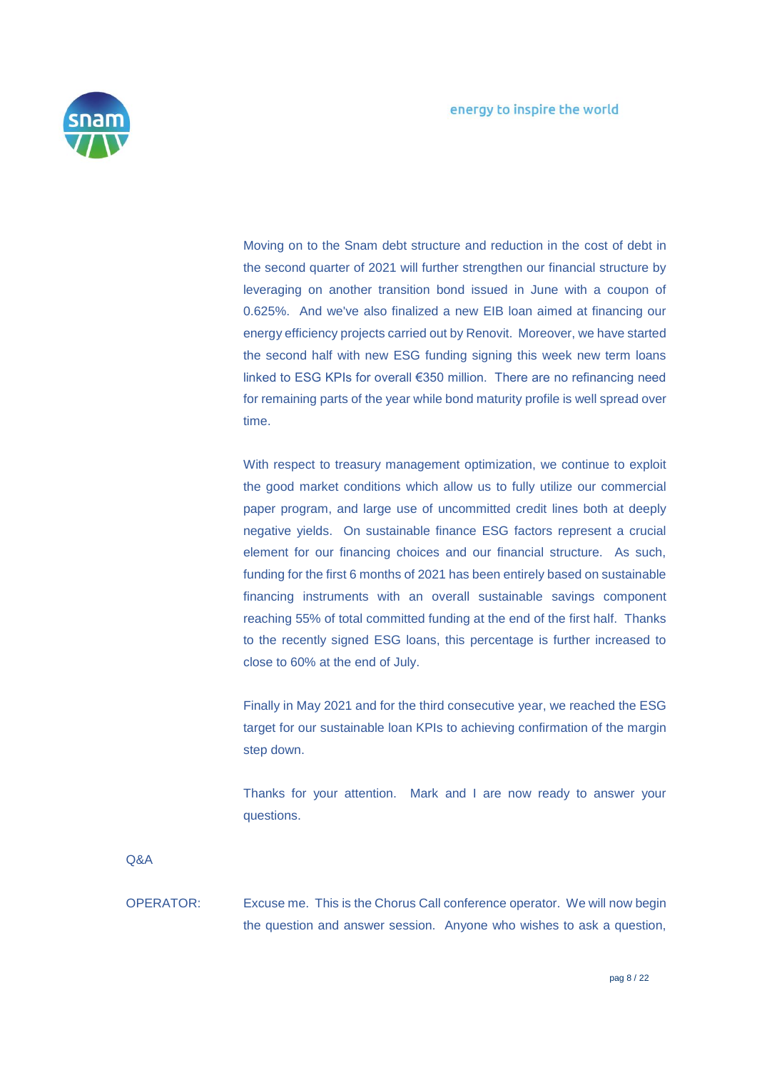Moving on to the Snam debt structure and reduction in the cost of debt in the second quarter of 2021 will further strengthen our financial structure by leveraging on another transition bond issued in June with a coupon of 0.625%. And we've also finalized a new EIB loan aimed at financing our energy efficiency projects carried out by Renovit. Moreover, we have started the second half with new ESG funding signing this week new term loans linked to ESG KPIs for overall €350 million. There are no refinancing need for remaining parts of the year while bond maturity profile is well spread over time.

With respect to treasury management optimization, we continue to exploit the good market conditions which allow us to fully utilize our commercial paper program, and large use of uncommitted credit lines both at deeply negative yields. On sustainable finance ESG factors represent a crucial element for our financing choices and our financial structure. As such, funding for the first 6 months of 2021 has been entirely based on sustainable financing instruments with an overall sustainable savings component reaching 55% of total committed funding at the end of the first half. Thanks to the recently signed ESG loans, this percentage is further increased to close to 60% at the end of July.

Finally in May 2021 and for the third consecutive year, we reached the ESG target for our sustainable loan KPIs to achieving confirmation of the margin step down.

Thanks for your attention. Mark and I are now ready to answer your questions.

Q&A

OPERATOR: Excuse me. This is the Chorus Call conference operator. We will now begin the question and answer session. Anyone who wishes to ask a question,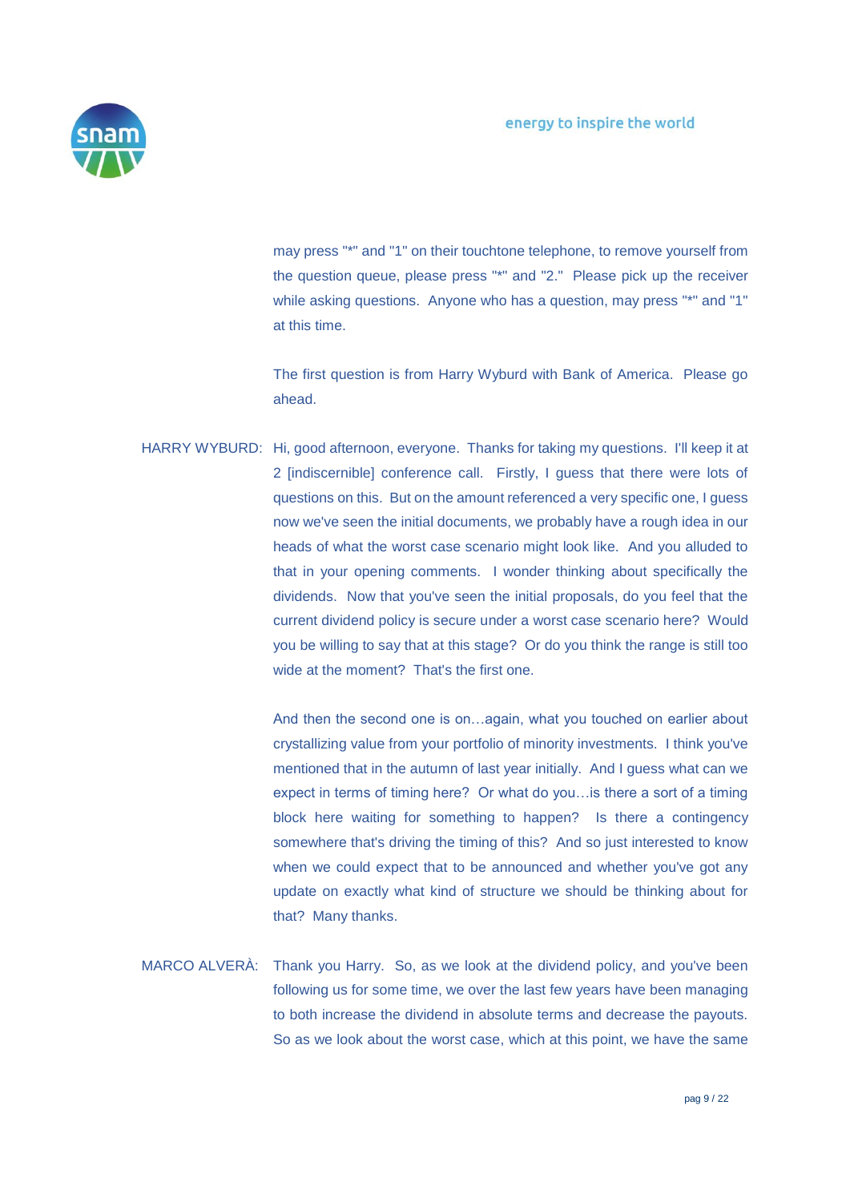may press "*" and "1" on their touchtone telephone, to remove yourself from the question queue, please press "*" and "2." Please pick up the receiver while asking questions. Anyone who has a question, may press "*" and "1" at this time.

The first question is from Harry Wyburd with Bank of America. Please go ahead.

HARRY WYBURD: Hi, good afternoon, everyone. Thanks for taking my questions. I'll keep it at 2 [indiscernible] conference call. Firstly, I guess that there were lots of questions on this. But on the amount referenced a very specific one, I guess now we've seen the initial documents, we probably have a rough idea in our heads of what the worst case scenario might look like. And you alluded to that in your opening comments. I wonder thinking about specifically the dividends. Now that you've seen the initial proposals, do you feel that the current dividend policy is secure under a worst case scenario here? Would you be willing to say that at this stage? Or do you think the range is still too wide at the moment? That's the first one.

And then the second one is on…again, what you touched on earlier about crystallizing value from your portfolio of minority investments. I think you've mentioned that in the autumn of last year initially. And I guess what can we expect in terms of timing here? Or what do you…is there a sort of a timing block here waiting for something to happen? Is there a contingency somewhere that's driving the timing of this? And so just interested to know when we could expect that to be announced and whether you've got any update on exactly what kind of structure we should be thinking about for that? Many thanks.

MARCO ALVERÀ: Thank you Harry. So, as we look at the dividend policy, and you've been following us for some time, we over the last few years have been managing to both increase the dividend in absolute terms and decrease the payouts. So as we look about the worst case, which at this point, we have the same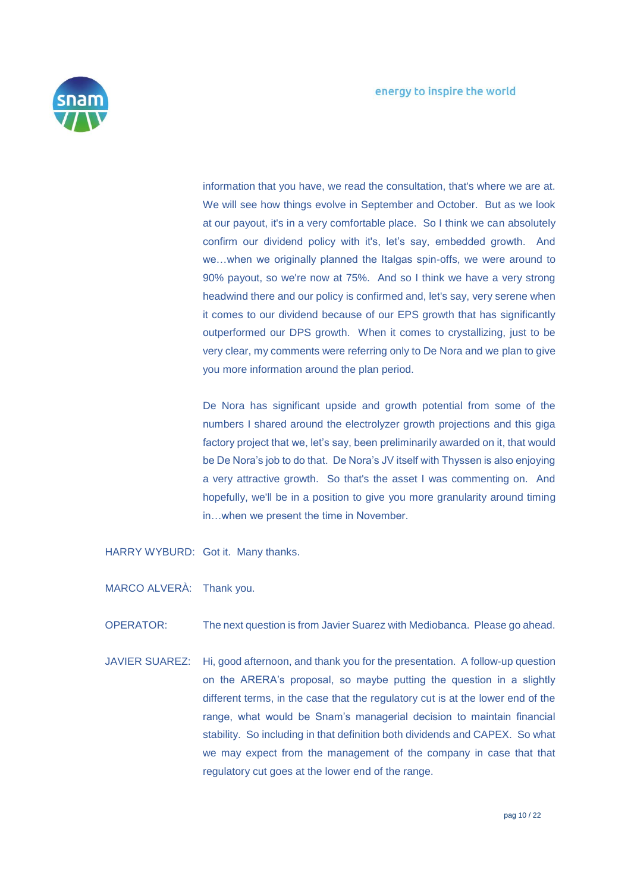information that you have, we read the consultation, that's where we are at. We will see how things evolve in September and October. But as we look at our payout, it's in a very comfortable place. So I think we can absolutely confirm our dividend policy with it's, let's say, embedded growth. And we…when we originally planned the Italgas spin-offs, we were around to 90% payout, so we're now at 75%. And so I think we have a very strong headwind there and our policy is confirmed and, let's say, very serene when it comes to our dividend because of our EPS growth that has significantly outperformed our DPS growth. When it comes to crystallizing, just to be very clear, my comments were referring only to De Nora and we plan to give you more information around the plan period.

De Nora has significant upside and growth potential from some of the numbers I shared around the electrolyzer growth projections and this giga factory project that we, let's say, been preliminarily awarded on it, that would be De Nora's job to do that. De Nora's JV itself with Thyssen is also enjoying a very attractive growth. So that's the asset I was commenting on. And hopefully, we'll be in a position to give you more granularity around timing in…when we present the time in November.

HARRY WYBURD: Got it. Many thanks.

MARCO ALVERÀ: Thank you.

OPERATOR: The next question is from Javier Suarez with Mediobanca. Please go ahead.

JAVIER SUAREZ: Hi, good afternoon, and thank you for the presentation. A follow-up question on the ARERA's proposal, so maybe putting the question in a slightly different terms, in the case that the regulatory cut is at the lower end of the range, what would be Snam's managerial decision to maintain financial stability. So including in that definition both dividends and CAPEX. So what we may expect from the management of the company in case that that regulatory cut goes at the lower end of the range.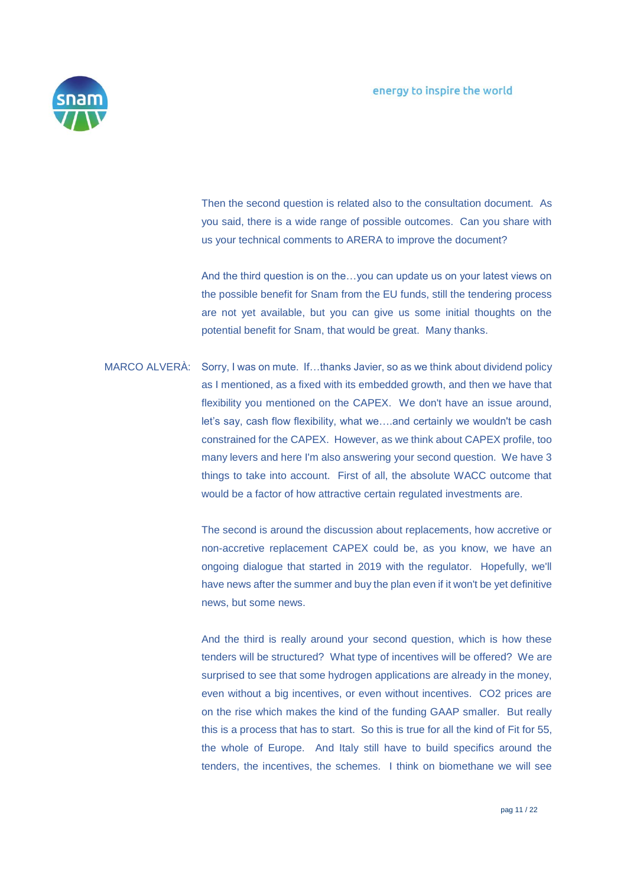Then the second question is related also to the consultation document. As you said, there is a wide range of possible outcomes. Can you share with us your technical comments to ARERA to improve the document?

And the third question is on the…you can update us on your latest views on the possible benefit for Snam from the EU funds, still the tendering process are not yet available, but you can give us some initial thoughts on the potential benefit for Snam, that would be great. Many thanks.

MARCO ALVERÀ: Sorry, I was on mute. If…thanks Javier, so as we think about dividend policy as I mentioned, as a fixed with its embedded growth, and then we have that flexibility you mentioned on the CAPEX. We don't have an issue around, let's say, cash flow flexibility, what we….and certainly we wouldn't be cash constrained for the CAPEX. However, as we think about CAPEX profile, too many levers and here I'm also answering your second question. We have 3 things to take into account. First of all, the absolute WACC outcome that would be a factor of how attractive certain regulated investments are.

The second is around the discussion about replacements, how accretive or non-accretive replacement CAPEX could be, as you know, we have an ongoing dialogue that started in 2019 with the regulator. Hopefully, we'll have news after the summer and buy the plan even if it won't be yet definitive news, but some news.

And the third is really around your second question, which is how these tenders will be structured? What type of incentives will be offered? We are surprised to see that some hydrogen applications are already in the money, even without a big incentives, or even without incentives. CO2 prices are on the rise which makes the kind of the funding GAAP smaller. But really this is a process that has to start. So this is true for all the kind of Fit for 55, the whole of Europe. And Italy still have to build specifics around the tenders, the incentives, the schemes. I think on biomethane we will see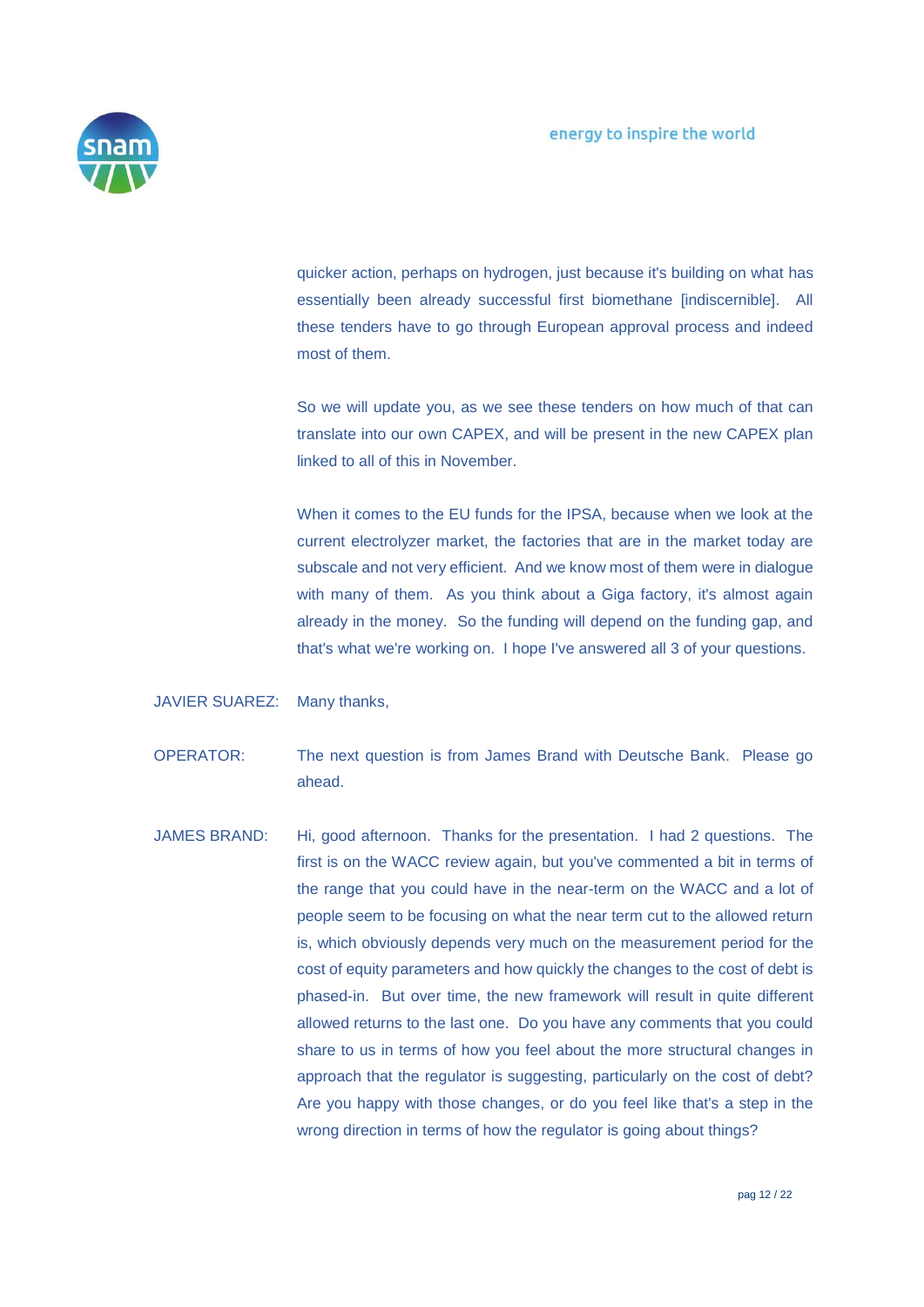quicker action, perhaps on hydrogen, just because it's building on what has essentially been already successful first biomethane [indiscernible]. All these tenders have to go through European approval process and indeed most of them.

So we will update you, as we see these tenders on how much of that can translate into our own CAPEX, and will be present in the new CAPEX plan linked to all of this in November.

When it comes to the EU funds for the IPSA, because when we look at the current electrolyzer market, the factories that are in the market today are subscale and not very efficient. And we know most of them were in dialogue with many of them. As you think about a Giga factory, it's almost again already in the money. So the funding will depend on the funding gap, and that's what we're working on. I hope I've answered all 3 of your questions.

JAVIER SUAREZ: Many thanks,

OPERATOR: The next question is from James Brand with Deutsche Bank. Please go ahead.

JAMES BRAND: Hi, good afternoon. Thanks for the presentation. I had 2 questions. The first is on the WACC review again, but you've commented a bit in terms of the range that you could have in the near-term on the WACC and a lot of people seem to be focusing on what the near term cut to the allowed return is, which obviously depends very much on the measurement period for the cost of equity parameters and how quickly the changes to the cost of debt is phased-in. But over time, the new framework will result in quite different allowed returns to the last one. Do you have any comments that you could share to us in terms of how you feel about the more structural changes in approach that the regulator is suggesting, particularly on the cost of debt? Are you happy with those changes, or do you feel like that's a step in the wrong direction in terms of how the regulator is going about things?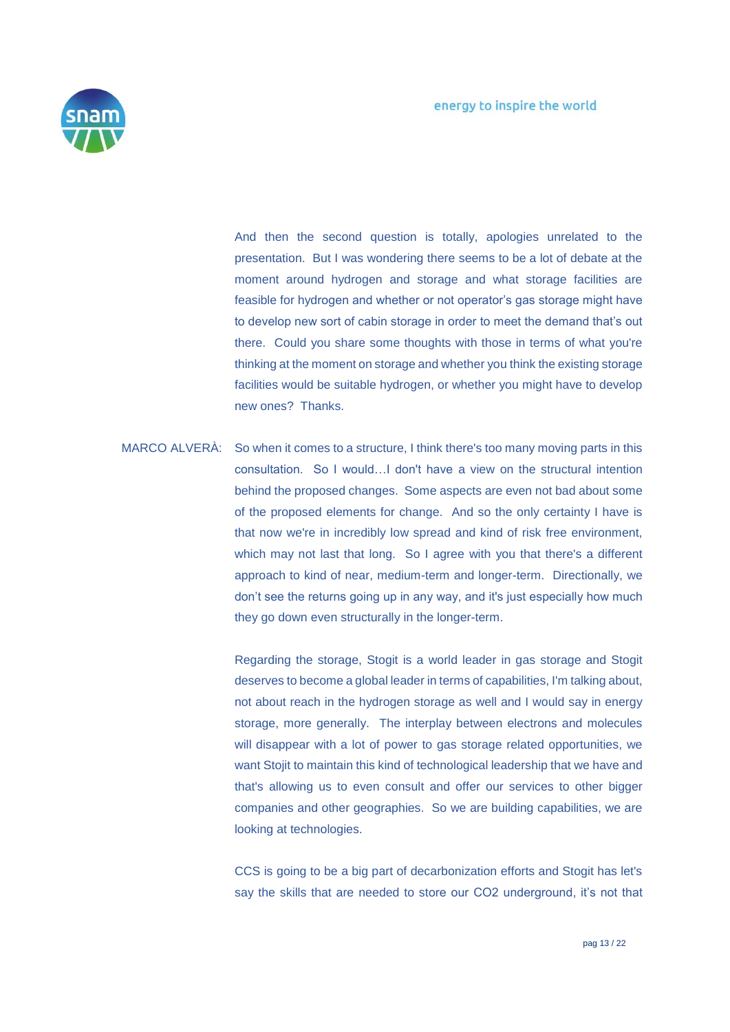And then the second question is totally, apologies unrelated to the presentation. But I was wondering there seems to be a lot of debate at the moment around hydrogen and storage and what storage facilities are feasible for hydrogen and whether or not operator's gas storage might have to develop new sort of cabin storage in order to meet the demand that's out there. Could you share some thoughts with those in terms of what you're thinking at the moment on storage and whether you think the existing storage facilities would be suitable hydrogen, or whether you might have to develop new ones? Thanks.

MARCO ALVERÀ: So when it comes to a structure, I think there's too many moving parts in this consultation. So I would…I don't have a view on the structural intention behind the proposed changes. Some aspects are even not bad about some of the proposed elements for change. And so the only certainty I have is that now we're in incredibly low spread and kind of risk free environment, which may not last that long. So I agree with you that there's a different approach to kind of near, medium-term and longer-term. Directionally, we don't see the returns going up in any way, and it's just especially how much they go down even structurally in the longer-term.

Regarding the storage, Stogit is a world leader in gas storage and Stogit deserves to become a global leader in terms of capabilities, I'm talking about, not about reach in the hydrogen storage as well and I would say in energy storage, more generally. The interplay between electrons and molecules will disappear with a lot of power to gas storage related opportunities, we want Stojit to maintain this kind of technological leadership that we have and that's allowing us to even consult and offer our services to other bigger companies and other geographies. So we are building capabilities, we are looking at technologies.

CCS is going to be a big part of decarbonization efforts and Stogit has let's say the skills that are needed to store our CO2 underground, it's not that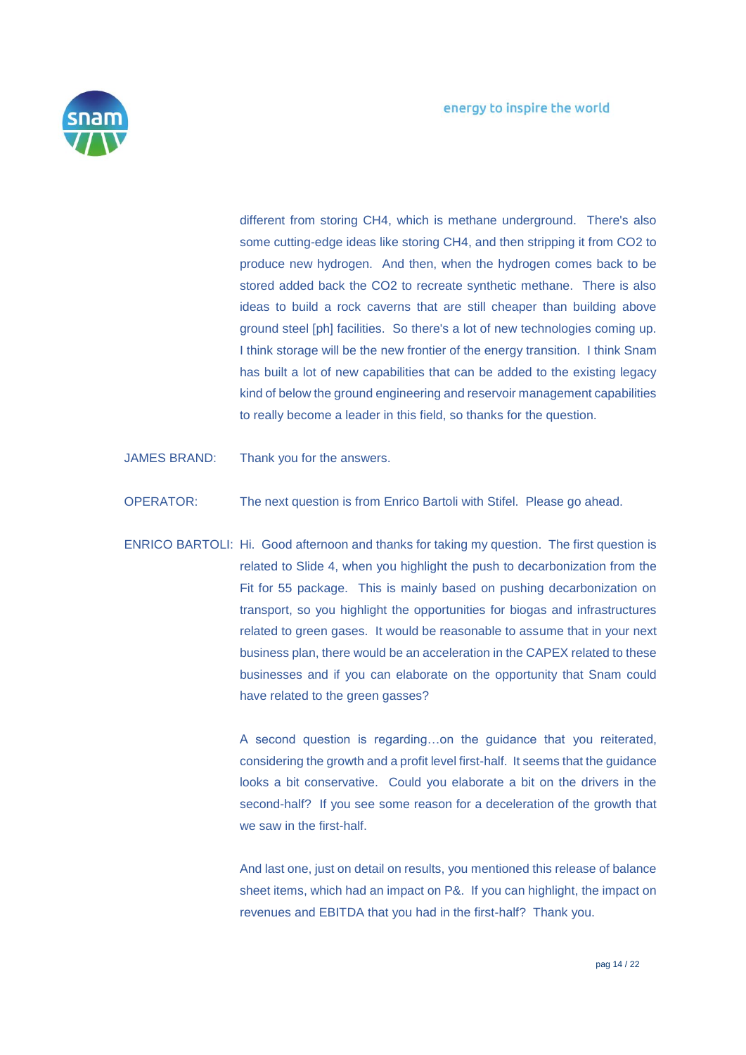different from storing CH4, which is methane underground. There's also some cutting-edge ideas like storing CH4, and then stripping it from CO2 to produce new hydrogen. And then, when the hydrogen comes back to be stored added back the CO2 to recreate synthetic methane. There is also ideas to build a rock caverns that are still cheaper than building above ground steel [ph] facilities. So there's a lot of new technologies coming up. I think storage will be the new frontier of the energy transition. I think Snam has built a lot of new capabilities that can be added to the existing legacy kind of below the ground engineering and reservoir management capabilities to really become a leader in this field, so thanks for the question.

JAMES BRAND: Thank you for the answers.

OPERATOR: The next question is from Enrico Bartoli with Stifel. Please go ahead.

ENRICO BARTOLI: Hi. Good afternoon and thanks for taking my question. The first question is related to Slide 4, when you highlight the push to decarbonization from the Fit for 55 package. This is mainly based on pushing decarbonization on transport, so you highlight the opportunities for biogas and infrastructures related to green gases. It would be reasonable to assume that in your next business plan, there would be an acceleration in the CAPEX related to these businesses and if you can elaborate on the opportunity that Snam could have related to the green gasses?

A second question is regarding…on the guidance that you reiterated, considering the growth and a profit level first-half. It seems that the guidance looks a bit conservative. Could you elaborate a bit on the drivers in the second-half? If you see some reason for a deceleration of the growth that we saw in the first-half.

And last one, just on detail on results, you mentioned this release of balance sheet items, which had an impact on P&. If you can highlight, the impact on revenues and EBITDA that you had in the first-half? Thank you.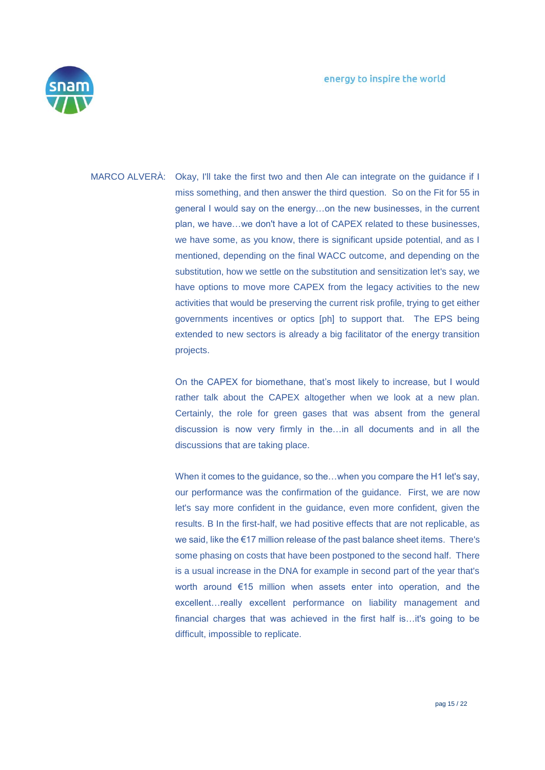MARCO ALVERÀ: Okay, I'll take the first two and then Ale can integrate on the guidance if I miss something, and then answer the third question. So on the Fit for 55 in general I would say on the energy…on the new businesses, in the current plan, we have…we don't have a lot of CAPEX related to these businesses, we have some, as you know, there is significant upside potential, and as I mentioned, depending on the final WACC outcome, and depending on the substitution, how we settle on the substitution and sensitization let's say, we have options to move more CAPEX from the legacy activities to the new activities that would be preserving the current risk profile, trying to get either governments incentives or optics [ph] to support that. The EPS being extended to new sectors is already a big facilitator of the energy transition projects.

On the CAPEX for biomethane, that's most likely to increase, but I would rather talk about the CAPEX altogether when we look at a new plan. Certainly, the role for green gases that was absent from the general discussion is now very firmly in the…in all documents and in all the discussions that are taking place.

When it comes to the guidance, so the…when you compare the H1 let's say, our performance was the confirmation of the guidance. First, we are now let's say more confident in the guidance, even more confident, given the results. B In the first-half, we had positive effects that are not replicable, as we said, like the €17 million release of the past balance sheet items. There's some phasing on costs that have been postponed to the second half. There is a usual increase in the DNA for example in second part of the year that's worth around €15 million when assets enter into operation, and the excellent…really excellent performance on liability management and financial charges that was achieved in the first half is…it's going to be difficult, impossible to replicate.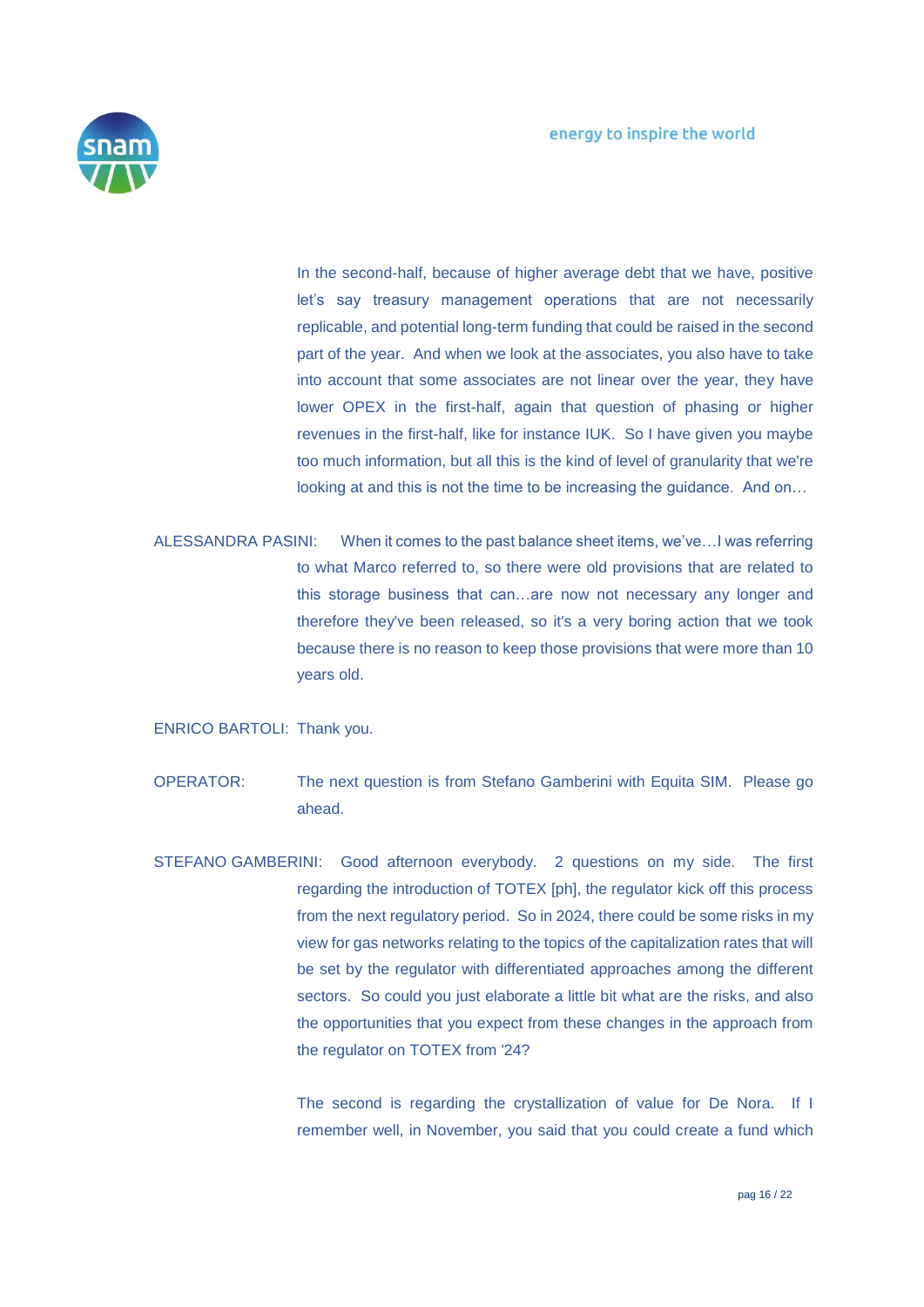In the second-half, because of higher average debt that we have, positive let's say treasury management operations that are not necessarily replicable, and potential long-term funding that could be raised in the second part of the year. And when we look at the associates, you also have to take into account that some associates are not linear over the year, they have lower OPEX in the first-half, again that question of phasing or higher revenues in the first-half, like for instance IUK. So I have given you maybe too much information, but all this is the kind of level of granularity that we're looking at and this is not the time to be increasing the guidance. And on…

ALESSANDRA PASINI: When it comes to the past balance sheet items, we've…I was referring to what Marco referred to, so there were old provisions that are related to this storage business that can…are now not necessary any longer and therefore they've been released, so it's a very boring action that we took because there is no reason to keep those provisions that were more than 10 years old.

ENRICO BARTOLI: Thank you.

OPERATOR: The next question is from Stefano Gamberini with Equita SIM. Please go ahead.

STEFANO GAMBERINI: Good afternoon everybody. 2 questions on my side. The first regarding the introduction of TOTEX [ph], the regulator kick off this process from the next regulatory period. So in 2024, there could be some risks in my view for gas networks relating to the topics of the capitalization rates that will be set by the regulator with differentiated approaches among the different sectors. So could you just elaborate a little bit what are the risks, and also the opportunities that you expect from these changes in the approach from the regulator on TOTEX from '24?

The second is regarding the crystallization of value for De Nora. If I remember well, in November, you said that you could create a fund which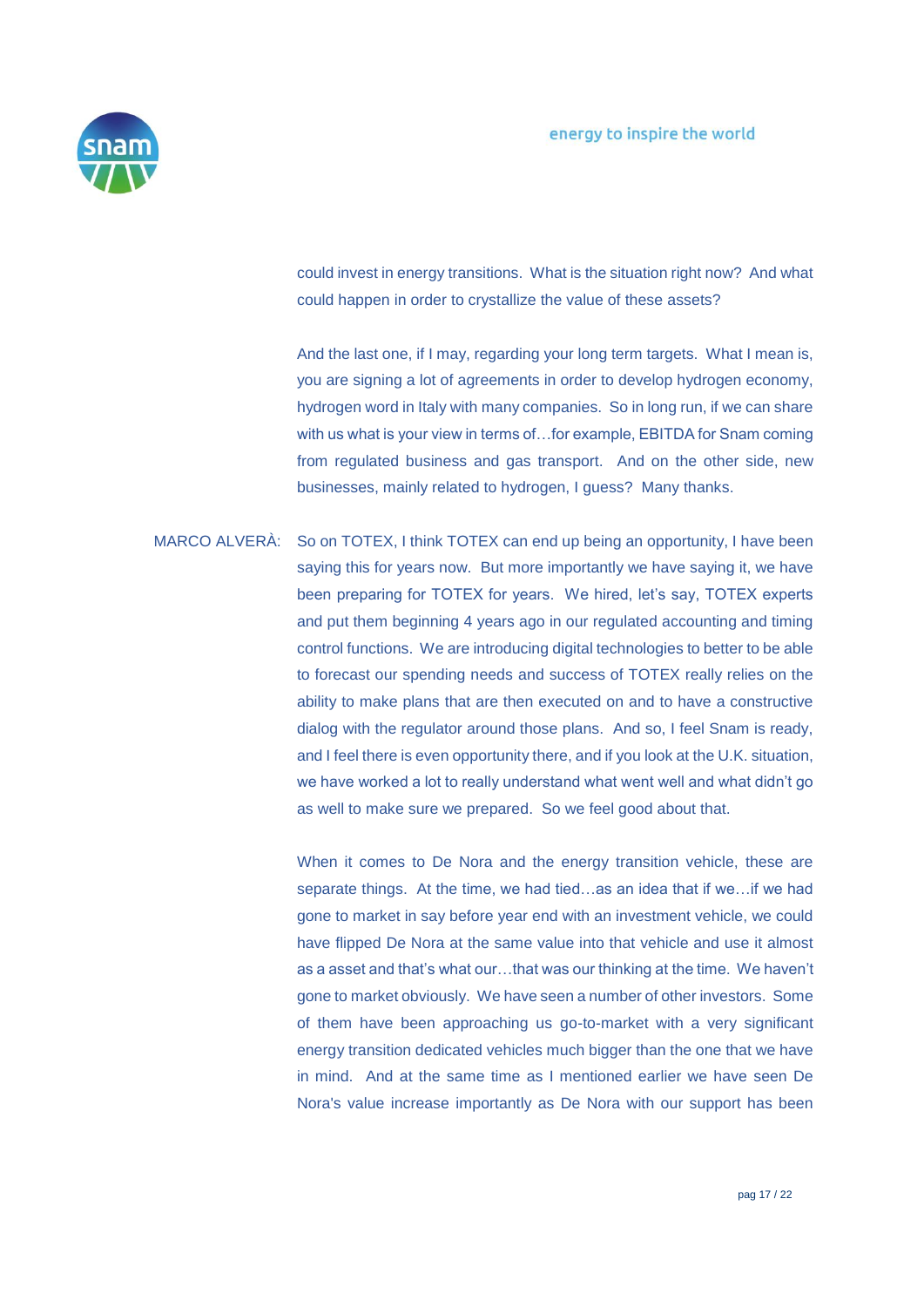could invest in energy transitions. What is the situation right now? And what could happen in order to crystallize the value of these assets?

And the last one, if I may, regarding your long term targets. What I mean is, you are signing a lot of agreements in order to develop hydrogen economy, hydrogen word in Italy with many companies. So in long run, if we can share with us what is your view in terms of…for example, EBITDA for Snam coming from regulated business and gas transport. And on the other side, new businesses, mainly related to hydrogen, I guess? Many thanks.

MARCO ALVERÀ: So on TOTEX, I think TOTEX can end up being an opportunity, I have been saying this for years now. But more importantly we have saying it, we have been preparing for TOTEX for years. We hired, let's say, TOTEX experts and put them beginning 4 years ago in our regulated accounting and timing control functions. We are introducing digital technologies to better to be able to forecast our spending needs and success of TOTEX really relies on the ability to make plans that are then executed on and to have a constructive dialog with the regulator around those plans. And so, I feel Snam is ready, and I feel there is even opportunity there, and if you look at the U.K. situation, we have worked a lot to really understand what went well and what didn't go as well to make sure we prepared. So we feel good about that.

When it comes to De Nora and the energy transition vehicle, these are separate things. At the time, we had tied…as an idea that if we…if we had gone to market in say before year end with an investment vehicle, we could have flipped De Nora at the same value into that vehicle and use it almost as a asset and that's what our…that was our thinking at the time. We haven't gone to market obviously. We have seen a number of other investors. Some of them have been approaching us go-to-market with a very significant energy transition dedicated vehicles much bigger than the one that we have in mind. And at the same time as I mentioned earlier we have seen De Nora's value increase importantly as De Nora with our support has been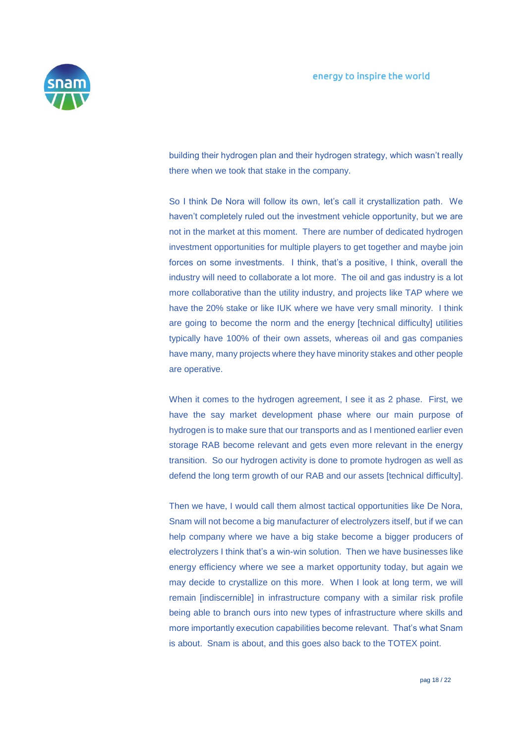building their hydrogen plan and their hydrogen strategy, which wasn't really there when we took that stake in the company.

So I think De Nora will follow its own, let's call it crystallization path. We haven't completely ruled out the investment vehicle opportunity, but we are not in the market at this moment. There are number of dedicated hydrogen investment opportunities for multiple players to get together and maybe join forces on some investments. I think, that's a positive, I think, overall the industry will need to collaborate a lot more. The oil and gas industry is a lot more collaborative than the utility industry, and projects like TAP where we have the 20% stake or like IUK where we have very small minority. I think are going to become the norm and the energy [technical difficulty] utilities typically have 100% of their own assets, whereas oil and gas companies have many, many projects where they have minority stakes and other people are operative.

When it comes to the hydrogen agreement, I see it as 2 phase. First, we have the say market development phase where our main purpose of hydrogen is to make sure that our transports and as I mentioned earlier even storage RAB become relevant and gets even more relevant in the energy transition. So our hydrogen activity is done to promote hydrogen as well as defend the long term growth of our RAB and our assets [technical difficulty].

Then we have, I would call them almost tactical opportunities like De Nora, Snam will not become a big manufacturer of electrolyzers itself, but if we can help company where we have a big stake become a bigger producers of electrolyzers I think that's a win-win solution. Then we have businesses like energy efficiency where we see a market opportunity today, but again we may decide to crystallize on this more. When I look at long term, we will remain [indiscernible] in infrastructure company with a similar risk profile being able to branch ours into new types of infrastructure where skills and more importantly execution capabilities become relevant. That's what Snam is about. Snam is about, and this goes also back to the TOTEX point.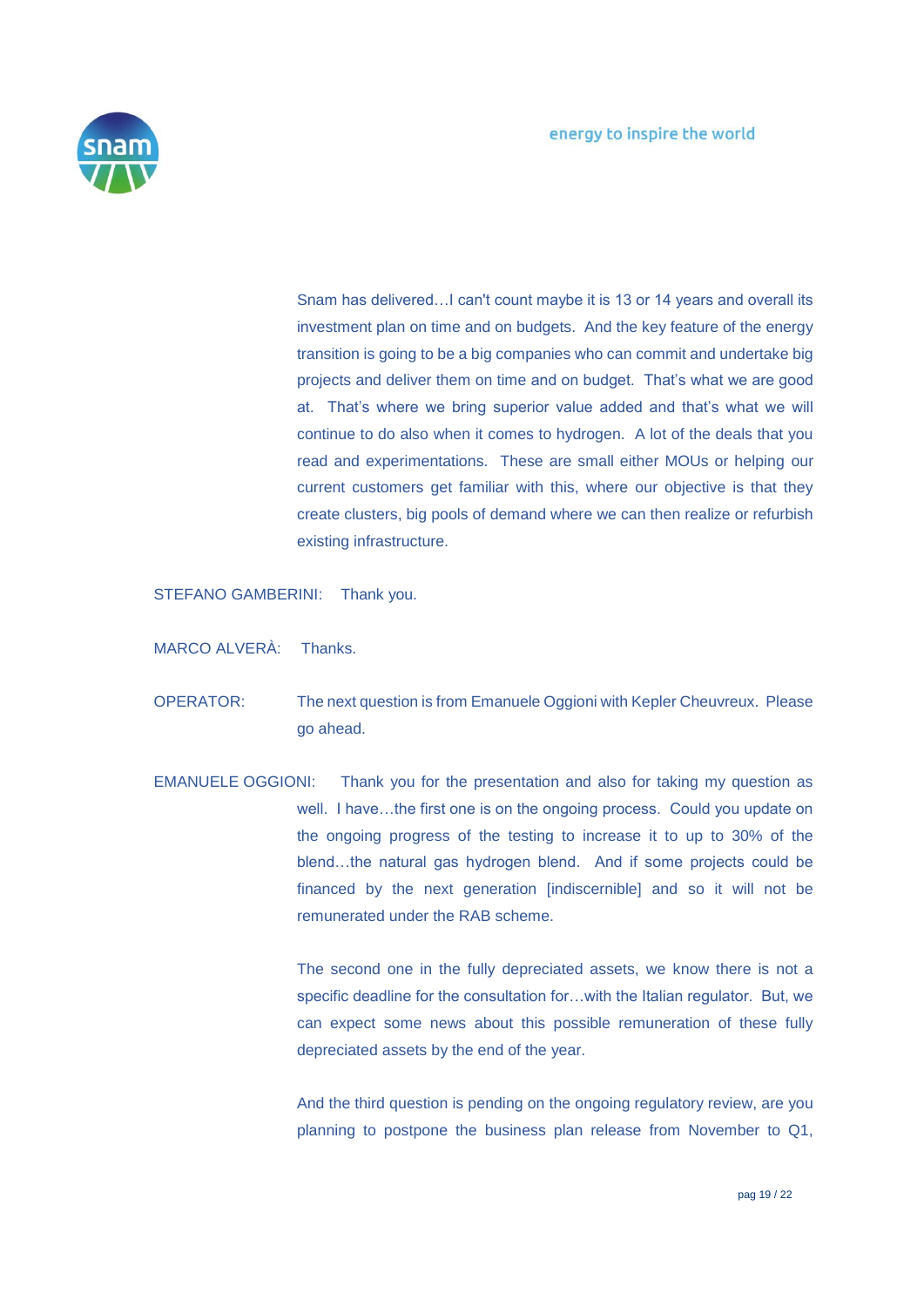Snam has delivered…I can't count maybe it is 13 or 14 years and overall its investment plan on time and on budgets. And the key feature of the energy transition is going to be a big companies who can commit and undertake big projects and deliver them on time and on budget. That's what we are good at. That's where we bring superior value added and that's what we will continue to do also when it comes to hydrogen. A lot of the deals that you read and experimentations. These are small either MOUs or helping our current customers get familiar with this, where our objective is that they create clusters, big pools of demand where we can then realize or refurbish existing infrastructure.

STEFANO GAMBERINI: Thank you.

MARCO ALVERÀ: Thanks.

OPERATOR: The next question is from Emanuele Oggioni with Kepler Cheuvreux. Please go ahead.

EMANUELE OGGIONI: Thank you for the presentation and also for taking my question as well. I have…the first one is on the ongoing process. Could you update on the ongoing progress of the testing to increase it to up to 30% of the blend…the natural gas hydrogen blend. And if some projects could be financed by the next generation [indiscernible] and so it will not be remunerated under the RAB scheme.

The second one in the fully depreciated assets, we know there is not a specific deadline for the consultation for…with the Italian regulator. But, we can expect some news about this possible remuneration of these fully depreciated assets by the end of the year.

And the third question is pending on the ongoing regulatory review, are you planning to postpone the business plan release from November to Q1,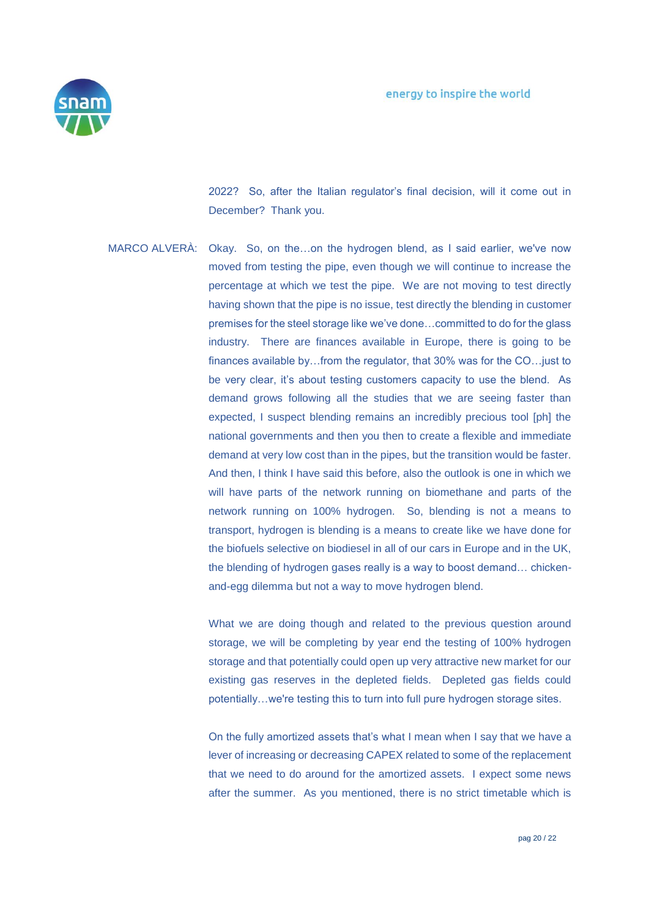2022? So, after the Italian regulator's final decision, will it come out in December? Thank you.

MARCO ALVERÀ: Okay. So, on the…on the hydrogen blend, as I said earlier, we've now moved from testing the pipe, even though we will continue to increase the percentage at which we test the pipe. We are not moving to test directly having shown that the pipe is no issue, test directly the blending in customer premises for the steel storage like we've done…committed to do for the glass industry. There are finances available in Europe, there is going to be finances available by…from the regulator, that 30% was for the CO…just to be very clear, it's about testing customers capacity to use the blend. As demand grows following all the studies that we are seeing faster than expected, I suspect blending remains an incredibly precious tool [ph] the national governments and then you then to create a flexible and immediate demand at very low cost than in the pipes, but the transition would be faster. And then, I think I have said this before, also the outlook is one in which we will have parts of the network running on biomethane and parts of the network running on 100% hydrogen. So, blending is not a means to transport, hydrogen is blending is a means to create like we have done for the biofuels selective on biodiesel in all of our cars in Europe and in the UK, the blending of hydrogen gases really is a way to boost demand… chicken-and-egg dilemma but not a way to move hydrogen blend.

What we are doing though and related to the previous question around storage, we will be completing by year end the testing of 100% hydrogen storage and that potentially could open up very attractive new market for our existing gas reserves in the depleted fields. Depleted gas fields could potentially…we're testing this to turn into full pure hydrogen storage sites.

On the fully amortized assets that's what I mean when I say that we have a lever of increasing or decreasing CAPEX related to some of the replacement that we need to do around for the amortized assets. I expect some news after the summer. As you mentioned, there is no strict timetable which is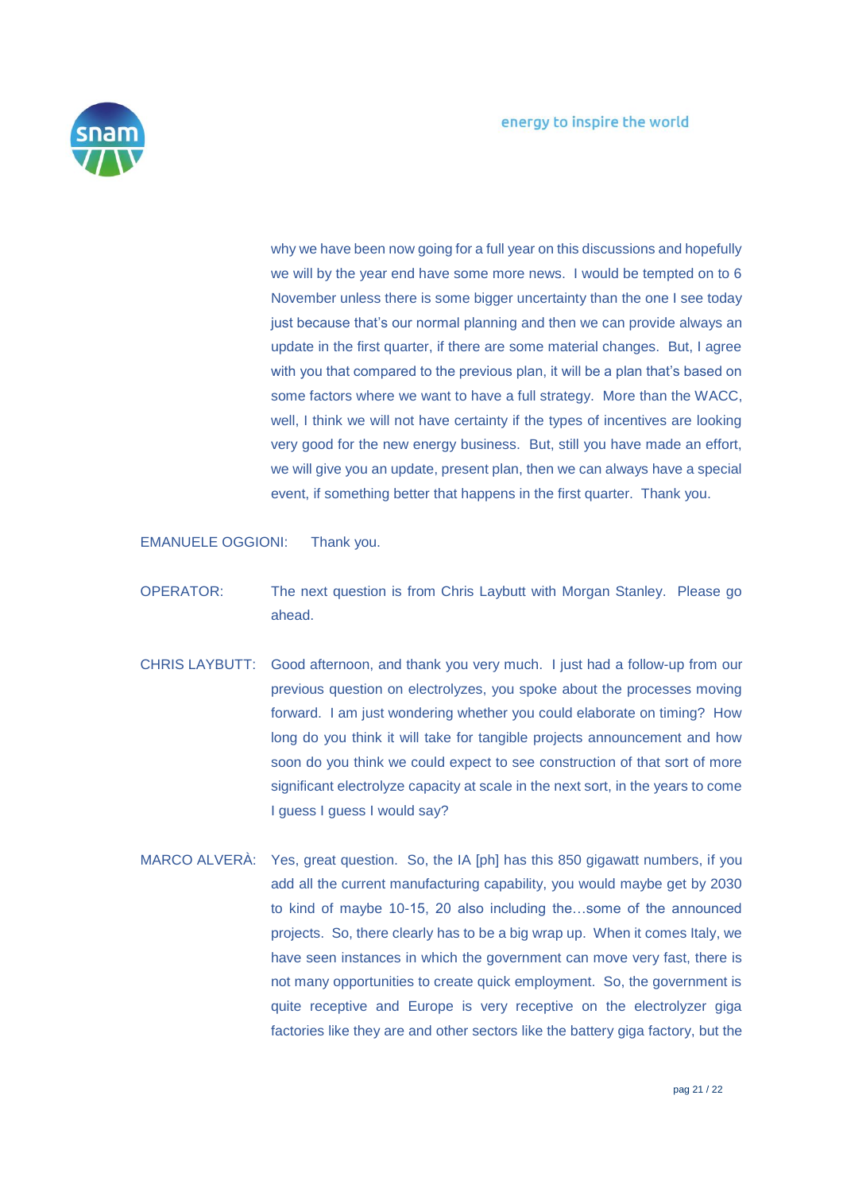why we have been now going for a full year on this discussions and hopefully we will by the year end have some more news. I would be tempted on to 6 November unless there is some bigger uncertainty than the one I see today just because that's our normal planning and then we can provide always an update in the first quarter, if there are some material changes. But, I agree with you that compared to the previous plan, it will be a plan that's based on some factors where we want to have a full strategy. More than the WACC, well, I think we will not have certainty if the types of incentives are looking very good for the new energy business. But, still you have made an effort, we will give you an update, present plan, then we can always have a special event, if something better that happens in the first quarter. Thank you.

EMANUELE OGGIONI: Thank you.

OPERATOR: The next question is from Chris Laybutt with Morgan Stanley. Please go ahead.

CHRIS LAYBUTT: Good afternoon, and thank you very much. I just had a follow-up from our previous question on electrolyzes, you spoke about the processes moving forward. I am just wondering whether you could elaborate on timing? How long do you think it will take for tangible projects announcement and how soon do you think we could expect to see construction of that sort of more significant electrolyze capacity at scale in the next sort, in the years to come I guess I guess I would say?

MARCO ALVERÀ: Yes, great question. So, the IA [ph] has this 850 gigawatt numbers, if you add all the current manufacturing capability, you would maybe get by 2030 to kind of maybe 10-15, 20 also including the…some of the announced projects. So, there clearly has to be a big wrap up. When it comes Italy, we have seen instances in which the government can move very fast, there is not many opportunities to create quick employment. So, the government is quite receptive and Europe is very receptive on the electrolyzer giga factories like they are and other sectors like the battery giga factory, but the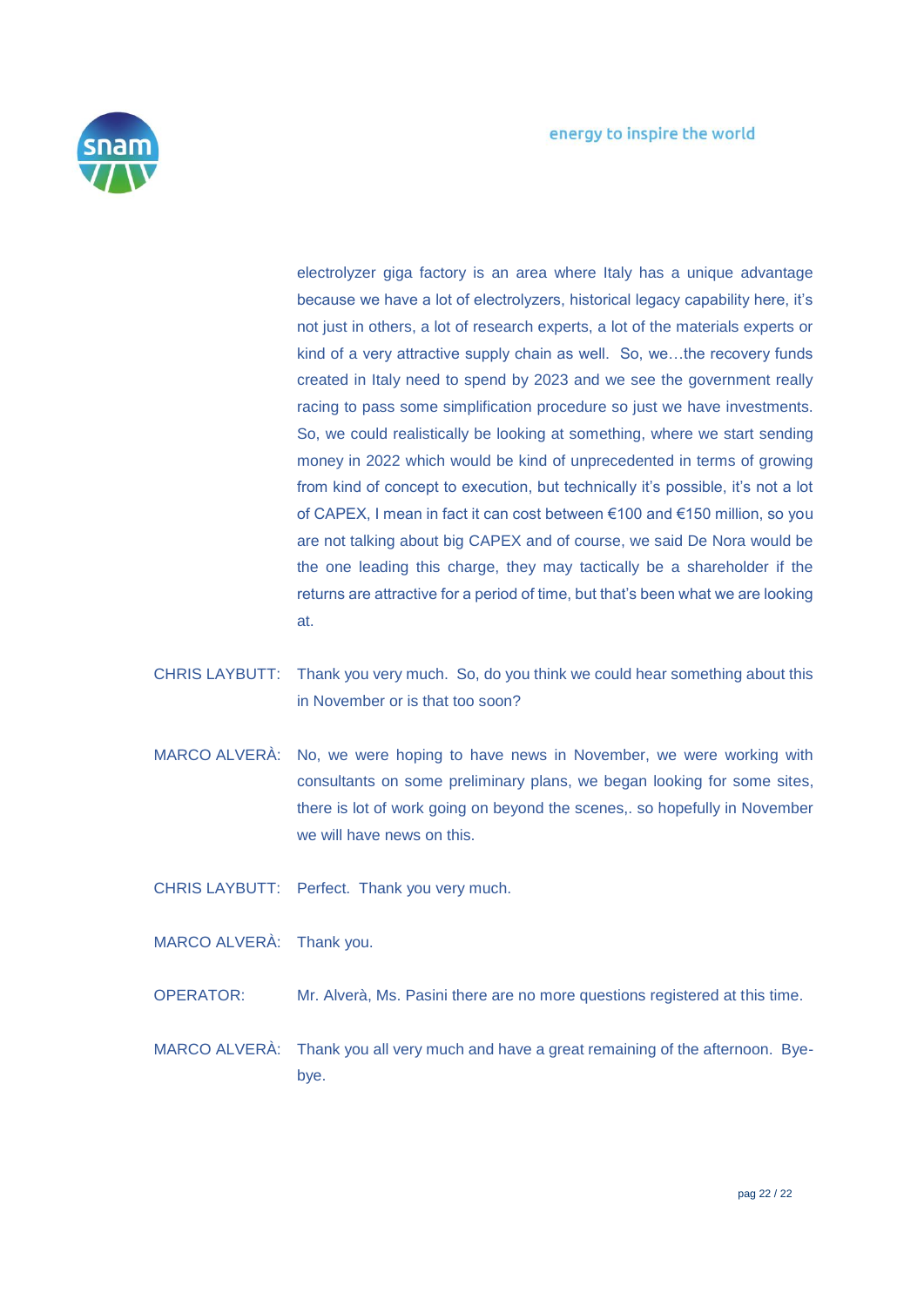electrolyzer giga factory is an area where Italy has a unique advantage because we have a lot of electrolyzers, historical legacy capability here, it's not just in others, a lot of research experts, a lot of the materials experts or kind of a very attractive supply chain as well. So, we…the recovery funds created in Italy need to spend by 2023 and we see the government really racing to pass some simplification procedure so just we have investments. So, we could realistically be looking at something, where we start sending money in 2022 which would be kind of unprecedented in terms of growing from kind of concept to execution, but technically it's possible, it's not a lot of CAPEX, I mean in fact it can cost between €100 and €150 million, so you are not talking about big CAPEX and of course, we said De Nora would be the one leading this charge, they may tactically be a shareholder if the returns are attractive for a period of time, but that's been what we are looking at.

CHRIS LAYBUTT: Thank you very much. So, do you think we could hear something about this in November or is that too soon?

MARCO ALVERÀ: No, we were hoping to have news in November, we were working with consultants on some preliminary plans, we began looking for some sites, there is lot of work going on beyond the scenes,. so hopefully in November we will have news on this.

CHRIS LAYBUTT: Perfect. Thank you very much.

MARCO ALVERÀ: Thank you.

OPERATOR: Mr. Alverà, Ms. Pasini there are no more questions registered at this time.

MARCO ALVERÀ: Thank you all very much and have a great remaining of the afternoon. Bye-bye.